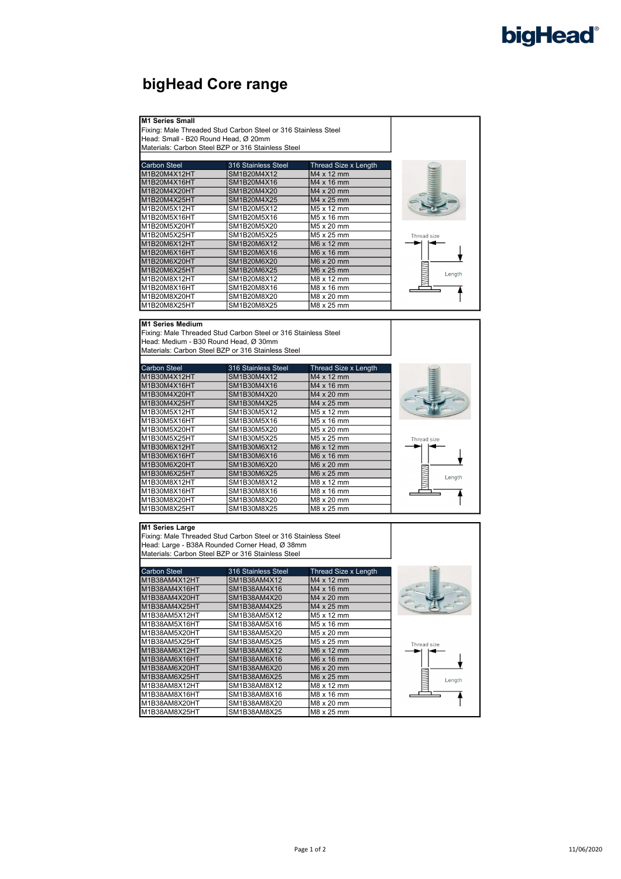bigHead®

# bigHead Core range

**M1 Series Small**
Fixing: Male Threaded Stud Carbon Steel or 316 Stainless Steel
Head: Small - B20 Round Head, Ø 20mm
Materials: Carbon Steel BZP or 316 Stainless Steel

| Carbon Steel | 316 Stainless Steel | Thread Size x Length |
|---|---|---|
| M1B20M4X12HT | SM1B20M4X12 | M4 x 12 mm |
| M1B20M4X16HT | SM1B20M4X16 | M4 x 16 mm |
| M1B20M4X20HT | SM1B20M4X20 | M4 x 20 mm |
| M1B20M4X25HT | SM1B20M4X25 | M4 x 25 mm |
| M1B20M5X12HT | SM1B20M5X12 | M5 x 12 mm |
| M1B20M5X16HT | SM1B20M5X16 | M5 x 16 mm |
| M1B20M5X20HT | SM1B20M5X20 | M5 x 20 mm |
| M1B20M5X25HT | SM1B20M5X25 | M5 x 25 mm |
| M1B20M6X12HT | SM1B20M6X12 | M6 x 12 mm |
| M1B20M6X16HT | SM1B20M6X16 | M6 x 16 mm |
| M1B20M6X20HT | SM1B20M6X20 | M6 x 20 mm |
| M1B20M6X25HT | SM1B20M6X25 | M6 x 25 mm |
| M1B20M8X12HT | SM1B20M8X12 | M8 x 12 mm |
| M1B20M8X16HT | SM1B20M8X16 | M8 x 16 mm |
| M1B20M8X20HT | SM1B20M8X20 | M8 x 20 mm |
| M1B20M8X25HT | SM1B20M8X25 | M8 x 25 mm |

Thread size
Length

**M1 Series Medium**
Fixing: Male Threaded Stud Carbon Steel or 316 Stainless Steel
Head: Medium - B30 Round Head, Ø 30mm
Materials: Carbon Steel BZP or 316 Stainless Steel

| Carbon Steel | 316 Stainless Steel | Thread Size x Length |
|---|---|---|
| M1B30M4X12HT | SM1B30M4X12 | M4 x 12 mm |
| M1B30M4X16HT | SM1B30M4X16 | M4 x 16 mm |
| M1B30M4X20HT | SM1B30M4X20 | M4 x 20 mm |
| M1B30M4X25HT | SM1B30M4X25 | M4 x 25 mm |
| M1B30M5X12HT | SM1B30M5X12 | M5 x 12 mm |
| M1B30M5X16HT | SM1B30M5X16 | M5 x 16 mm |
| M1B30M5X20HT | SM1B30M5X20 | M5 x 20 mm |
| M1B30M5X25HT | SM1B30M5X25 | M5 x 25 mm |
| M1B30M6X12HT | SM1B30M6X12 | M6 x 12 mm |
| M1B30M6X16HT | SM1B30M6X16 | M6 x 16 mm |
| M1B30M6X20HT | SM1B30M6X20 | M6 x 20 mm |
| M1B30M6X25HT | SM1B30M6X25 | M6 x 25 mm |
| M1B30M8X12HT | SM1B30M8X12 | M8 x 12 mm |
| M1B30M8X16HT | SM1B30M8X16 | M8 x 16 mm |
| M1B30M8X20HT | SM1B30M8X20 | M8 x 20 mm |
| M1B30M8X25HT | SM1B30M8X25 | M8 x 25 mm |

Thread size
Length

**M1 Series Large**
Fixing: Male Threaded Stud Carbon Steel or 316 Stainless Steel
Head: Large - B38A Rounded Corner Head, Ø 38mm
Materials: Carbon Steel BZP or 316 Stainless Steel

| Carbon Steel | 316 Stainless Steel | Thread Size x Length |
|---|---|---|
| M1B38AM4X12HT | SM1B38AM4X12 | M4 x 12 mm |
| M1B38AM4X16HT | SM1B38AM4X16 | M4 x 16 mm |
| M1B38AM4X20HT | SM1B38AM4X20 | M4 x 20 mm |
| M1B38AM4X25HT | SM1B38AM4X25 | M4 x 25 mm |
| M1B38AM5X12HT | SM1B38AM5X12 | M5 x 12 mm |
| M1B38AM5X16HT | SM1B38AM5X16 | M5 x 16 mm |
| M1B38AM5X20HT | SM1B38AM5X20 | M5 x 20 mm |
| M1B38AM5X25HT | SM1B38AM5X25 | M5 x 25 mm |
| M1B38AM6X12HT | SM1B38AM6X12 | M6 x 12 mm |
| M1B38AM6X16HT | SM1B38AM6X16 | M6 x 16 mm |
| M1B38AM6X20HT | SM1B38AM6X20 | M6 x 20 mm |
| M1B38AM6X25HT | SM1B38AM6X25 | M6 x 25 mm |
| M1B38AM8X12HT | SM1B38AM8X12 | M8 x 12 mm |
| M1B38AM8X16HT | SM1B38AM8X16 | M8 x 16 mm |
| M1B38AM8X20HT | SM1B38AM8X20 | M8 x 20 mm |
| M1B38AM8X25HT | SM1B38AM8X25 | M8 x 25 mm |

Thread size
Length

11/06/2020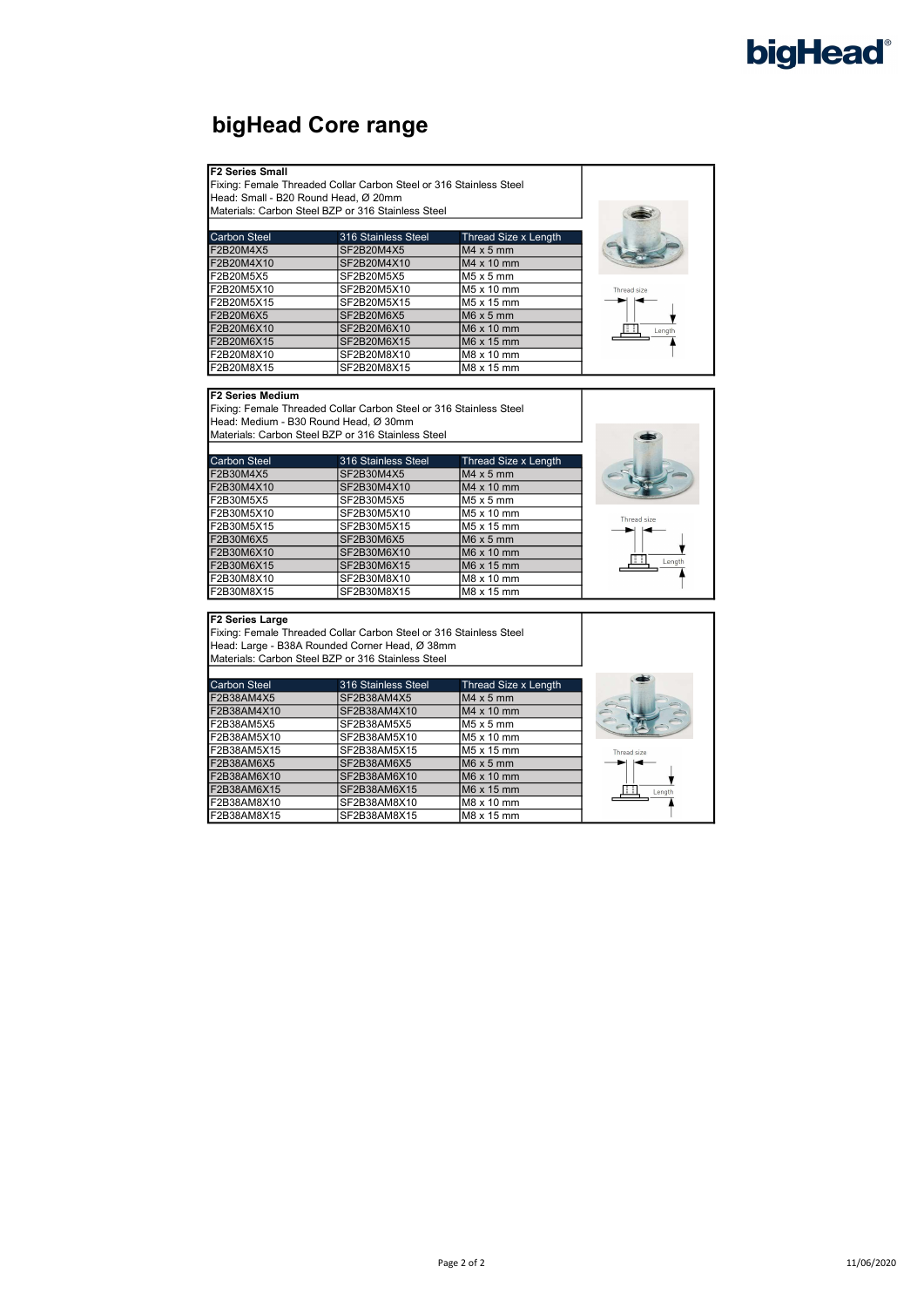# bigHead Core range

**F2 Series Small**

Fixing: Female Threaded Collar Carbon Steel or 316 Stainless Steel
Head: Small - B20 Round Head, Ø 20mm
Materials: Carbon Steel BZP or 316 Stainless Steel

| Carbon Steel | 316 Stainless Steel | Thread Size x Length |
|---|---|---|
| F2B20M4X5 | SF2B20M4X5 | M4 x 5 mm |
| F2B20M4X10 | SF2B20M4X10 | M4 x 10 mm |
| F2B20M5X5 | SF2B20M5X5 | M5 x 5 mm |
| F2B20M5X10 | SF2B20M5X10 | M5 x 10 mm |
| F2B20M5X15 | SF2B20M5X15 | M5 x 15 mm |
| F2B20M6X5 | SF2B20M6X5 | M6 x 5 mm |
| F2B20M6X10 | SF2B20M6X10 | M6 x 10 mm |
| F2B20M6X15 | SF2B20M6X15 | M6 x 15 mm |
| F2B20M8X10 | SF2B20M8X10 | M8 x 10 mm |
| F2B20M8X15 | SF2B20M8X15 | M8 x 15 mm |

Thread size
Length

**F2 Series Medium**

Fixing: Female Threaded Collar Carbon Steel or 316 Stainless Steel
Head: Medium - B30 Round Head, Ø 30mm
Materials: Carbon Steel BZP or 316 Stainless Steel

| Carbon Steel | 316 Stainless Steel | Thread Size x Length |
|---|---|---|
| F2B30M4X5 | SF2B30M4X5 | M4 x 5 mm |
| F2B30M4X10 | SF2B30M4X10 | M4 x 10 mm |
| F2B30M5X5 | SF2B30M5X5 | M5 x 5 mm |
| F2B30M5X10 | SF2B30M5X10 | M5 x 10 mm |
| F2B30M5X15 | SF2B30M5X15 | M5 x 15 mm |
| F2B30M6X5 | SF2B30M6X5 | M6 x 5 mm |
| F2B30M6X10 | SF2B30M6X10 | M6 x 10 mm |
| F2B30M6X15 | SF2B30M6X15 | M6 x 15 mm |
| F2B30M8X10 | SF2B30M8X10 | M8 x 10 mm |
| F2B30M8X15 | SF2B30M8X15 | M8 x 15 mm |

Thread size
Length

**F2 Series Large**

Fixing: Female Threaded Collar Carbon Steel or 316 Stainless Steel
Head: Large - B38A Rounded Corner Head, Ø 38mm
Materials: Carbon Steel BZP or 316 Stainless Steel

| Carbon Steel | 316 Stainless Steel | Thread Size x Length |
|---|---|---|
| F2B38AM4X5 | SF2B38AM4X5 | M4 x 5 mm |
| F2B38AM4X10 | SF2B38AM4X10 | M4 x 10 mm |
| F2B38AM5X5 | SF2B38AM5X5 | M5 x 5 mm |
| F2B38AM5X10 | SF2B38AM5X10 | M5 x 10 mm |
| F2B38AM5X15 | SF2B38AM5X15 | M5 x 15 mm |
| F2B38AM6X5 | SF2B38AM6X5 | M6 x 5 mm |
| F2B38AM6X10 | SF2B38AM6X10 | M6 x 10 mm |
| F2B38AM6X15 | SF2B38AM6X15 | M6 x 15 mm |
| F2B38AM8X10 | SF2B38AM8X10 | M8 x 10 mm |
| F2B38AM8X15 | SF2B38AM8X15 | M8 x 15 mm |

Thread size
Length

11/06/2020